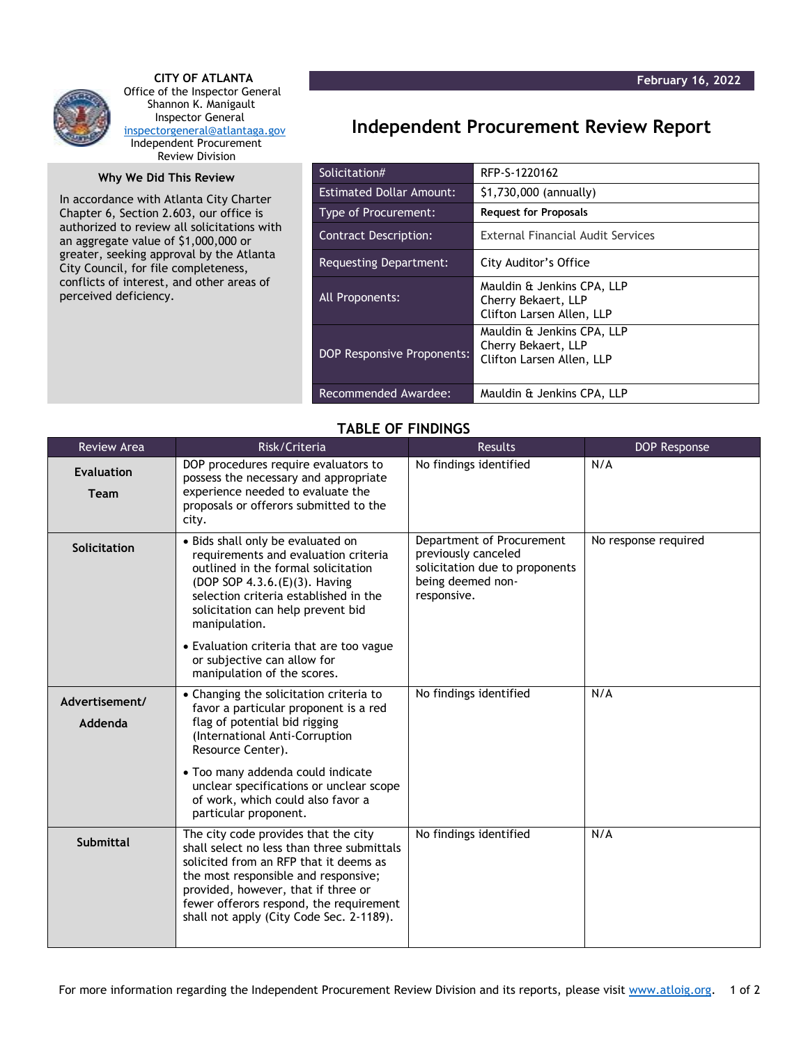**CITY OF ATLANTA**
Office of the Inspector General
Shannon K. Manigault
Inspector General
inspectorgeneral@atlantaga.gov
Independent Procurement Review Division

February 16, 2022

# Independent Procurement Review Report

### Why We Did This Review

In accordance with Atlanta City Charter Chapter 6, Section 2.603, our office is authorized to review all solicitations with an aggregate value of $1,000,000 or greater, seeking approval by the Atlanta City Council, for file completeness, conflicts of interest, and other areas of perceived deficiency.

| | |
|---|---|
| Solicitation# | RFP-S-1220162 |
| Estimated Dollar Amount: | $1,730,000 (annually) |
| Type of Procurement: | **Request for Proposals** |
| Contract Description: | External Financial Audit Services |
| Requesting Department: | City Auditor's Office |
| All Proponents: | Mauldin & Jenkins CPA, LLP<br>Cherry Bekaert, LLP<br>Clifton Larsen Allen, LLP |
| DOP Responsive Proponents: | Mauldin & Jenkins CPA, LLP<br>Cherry Bekaert, LLP<br>Clifton Larsen Allen, LLP |
| Recommended Awardee: | Mauldin & Jenkins CPA, LLP |

## TABLE OF FINDINGS

| Review Area | Risk/Criteria | Results | DOP Response |
|---|---|---|---|
| **Evaluation Team** | DOP procedures require evaluators to possess the necessary and appropriate experience needed to evaluate the proposals or offerors submitted to the city. | No findings identified | N/A |
| **Solicitation** | • Bids shall only be evaluated on requirements and evaluation criteria outlined in the formal solicitation (DOP SOP 4.3.6.(E)(3). Having selection criteria established in the solicitation can help prevent bid manipulation.<br>• Evaluation criteria that are too vague or subjective can allow for manipulation of the scores. | Department of Procurement previously canceled solicitation due to proponents being deemed non-responsive. | No response required |
| **Advertisement/ Addenda** | • Changing the solicitation criteria to favor a particular proponent is a red flag of potential bid rigging (International Anti-Corruption Resource Center).<br>• Too many addenda could indicate unclear specifications or unclear scope of work, which could also favor a particular proponent. | No findings identified | N/A |
| **Submittal** | The city code provides that the city shall select no less than three submittals solicited from an RFP that it deems as the most responsible and responsive; provided, however, that if three or fewer offerors respond, the requirement shall not apply (City Code Sec. 2-1189). | No findings identified | N/A |

For more information regarding the Independent Procurement Review Division and its reports, please visit www.atloig.org.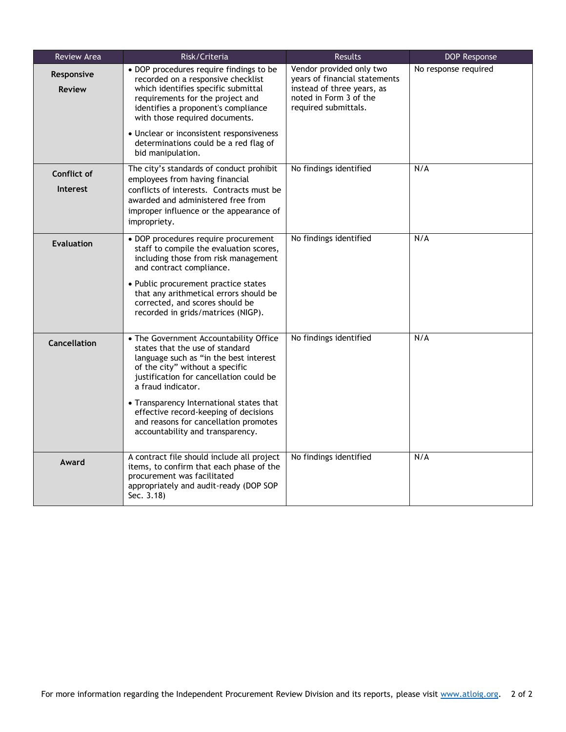| Review Area | Risk/Criteria | Results | DOP Response |
|---|---|---|---|
| **Responsive Review** | • DOP procedures require findings to be recorded on a responsive checklist which identifies specific submittal requirements for the project and identifies a proponent's compliance with those required documents.<br><br>• Unclear or inconsistent responsiveness determinations could be a red flag of bid manipulation. | Vendor provided only two years of financial statements instead of three years, as noted in Form 3 of the required submittals. | No response required |
| **Conflict of Interest** | The city's standards of conduct prohibit employees from having financial conflicts of interests. Contracts must be awarded and administered free from improper influence or the appearance of impropriety. | No findings identified | N/A |
| **Evaluation** | • DOP procedures require procurement staff to compile the evaluation scores, including those from risk management and contract compliance.<br><br>• Public procurement practice states that any arithmetical errors should be corrected, and scores should be recorded in grids/matrices (NIGP). | No findings identified | N/A |
| **Cancellation** | • The Government Accountability Office states that the use of standard language such as "in the best interest of the city" without a specific justification for cancellation could be a fraud indicator.<br><br>• Transparency International states that effective record-keeping of decisions and reasons for cancellation promotes accountability and transparency. | No findings identified | N/A |
| **Award** | A contract file should include all project items, to confirm that each phase of the procurement was facilitated appropriately and audit-ready (DOP SOP Sec. 3.18) | No findings identified | N/A |

For more information regarding the Independent Procurement Review Division and its reports, please visit [www.atloig.org](http://www.atloig.org).